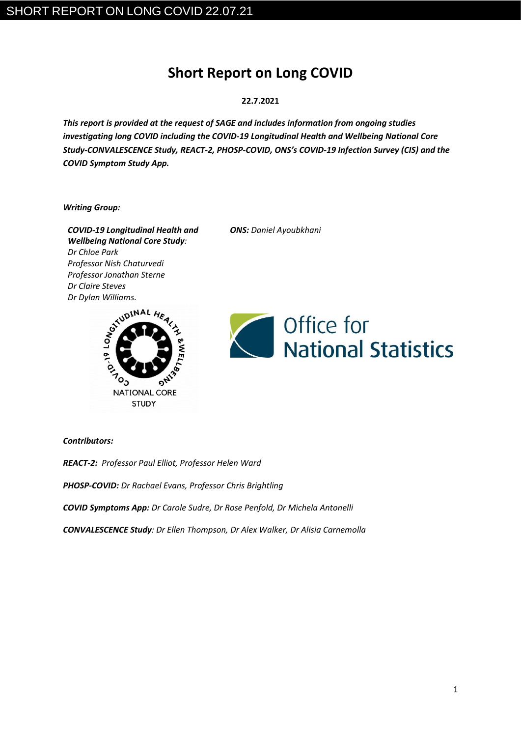# Short Report on Long COVID

**22.7.2021**

***This report is provided at the request of SAGE and includes information from ongoing studies investigating long COVID including the COVID-19 Longitudinal Health and Wellbeing National Core Study-CONVALESCENCE Study, REACT-2, PHOSP-COVID, ONS's COVID-19 Infection Survey (CIS) and the COVID Symptom Study App.***

***Writing Group:***

***COVID-19 Longitudinal Health and Wellbeing National Core Study:***
*Dr Chloe Park*
*Professor Nish Chaturvedi*
*Professor Jonathan Sterne*
*Dr Claire Steves*
*Dr Dylan Williams.*

***ONS:*** *Daniel Ayoubkhani*

***Contributors:***

***REACT-2:*** *Professor Paul Elliot, Professor Helen Ward*

***PHOSP-COVID:*** *Dr Rachael Evans, Professor Chris Brightling*

***COVID Symptoms App:*** *Dr Carole Sudre, Dr Rose Penfold, Dr Michela Antonelli*

***CONVALESCENCE Study****: Dr Ellen Thompson, Dr Alex Walker, Dr Alisia Carnemolla*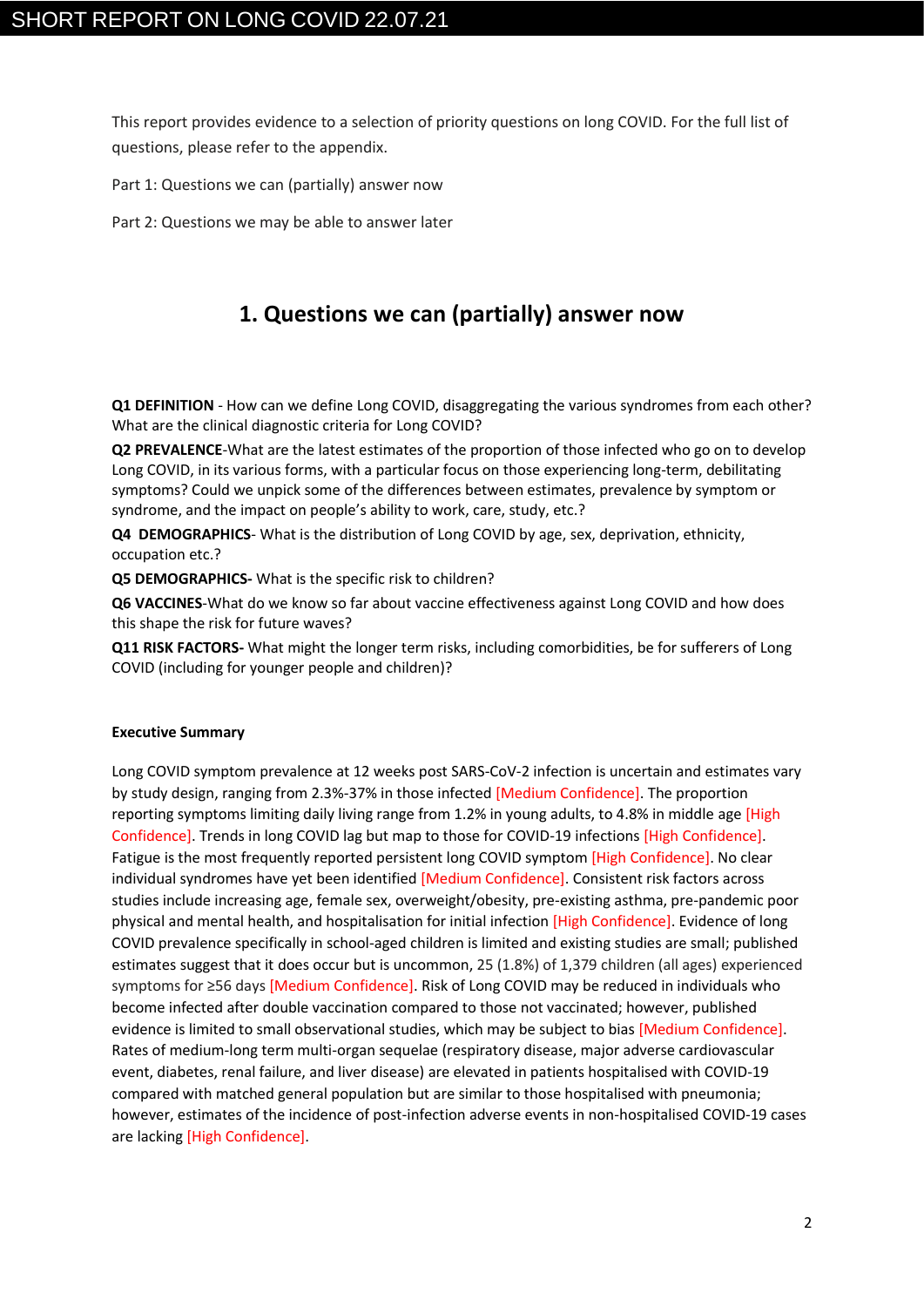This report provides evidence to a selection of priority questions on long COVID. For the full list of questions, please refer to the appendix.

Part 1: Questions we can (partially) answer now

Part 2: Questions we may be able to answer later

# 1. Questions we can (partially) answer now

**Q1 DEFINITION** - How can we define Long COVID, disaggregating the various syndromes from each other? What are the clinical diagnostic criteria for Long COVID?

**Q2 PREVALENCE**-What are the latest estimates of the proportion of those infected who go on to develop Long COVID, in its various forms, with a particular focus on those experiencing long-term, debilitating symptoms? Could we unpick some of the differences between estimates, prevalence by symptom or syndrome, and the impact on people's ability to work, care, study, etc.?

**Q4 DEMOGRAPHICS**- What is the distribution of Long COVID by age, sex, deprivation, ethnicity, occupation etc.?

**Q5 DEMOGRAPHICS-** What is the specific risk to children?

**Q6 VACCINES**-What do we know so far about vaccine effectiveness against Long COVID and how does this shape the risk for future waves?

**Q11 RISK FACTORS-** What might the longer term risks, including comorbidities, be for sufferers of Long COVID (including for younger people and children)?

**Executive Summary**

Long COVID symptom prevalence at 12 weeks post SARS-CoV-2 infection is uncertain and estimates vary by study design, ranging from 2.3%-37% in those infected [Medium Confidence]. The proportion reporting symptoms limiting daily living range from 1.2% in young adults, to 4.8% in middle age [High Confidence]. Trends in long COVID lag but map to those for COVID-19 infections [High Confidence]. Fatigue is the most frequently reported persistent long COVID symptom [High Confidence]. No clear individual syndromes have yet been identified [Medium Confidence]. Consistent risk factors across studies include increasing age, female sex, overweight/obesity, pre-existing asthma, pre-pandemic poor physical and mental health, and hospitalisation for initial infection [High Confidence]. Evidence of long COVID prevalence specifically in school-aged children is limited and existing studies are small; published estimates suggest that it does occur but is uncommon, 25 (1.8%) of 1,379 children (all ages) experienced symptoms for ≥56 days [Medium Confidence]. Risk of Long COVID may be reduced in individuals who become infected after double vaccination compared to those not vaccinated; however, published evidence is limited to small observational studies, which may be subject to bias [Medium Confidence]. Rates of medium-long term multi-organ sequelae (respiratory disease, major adverse cardiovascular event, diabetes, renal failure, and liver disease) are elevated in patients hospitalised with COVID-19 compared with matched general population but are similar to those hospitalised with pneumonia; however, estimates of the incidence of post-infection adverse events in non-hospitalised COVID-19 cases are lacking [High Confidence].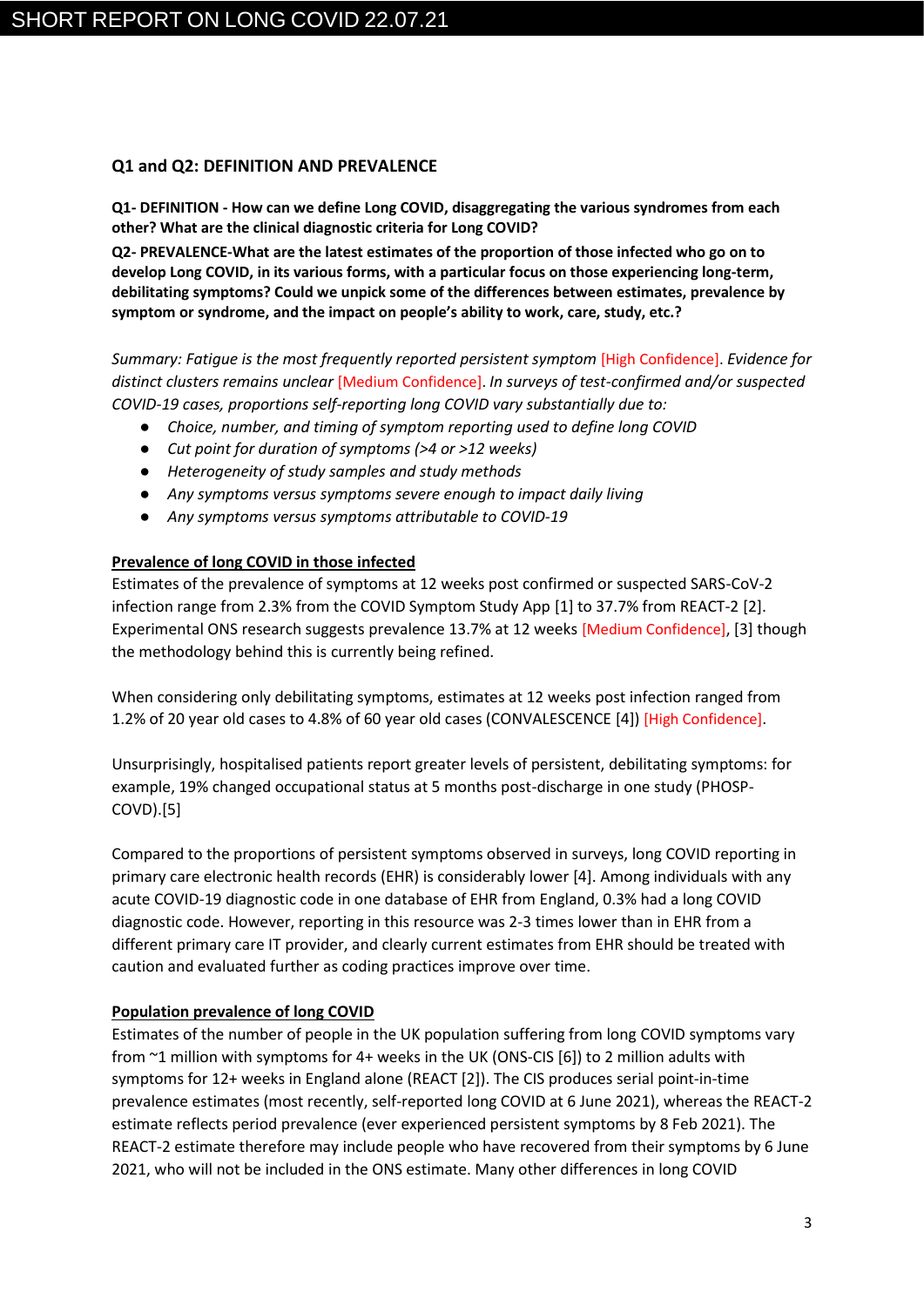## Q1 and Q2: DEFINITION AND PREVALENCE

**Q1- DEFINITION - How can we define Long COVID, disaggregating the various syndromes from each other? What are the clinical diagnostic criteria for Long COVID?**

**Q2- PREVALENCE-What are the latest estimates of the proportion of those infected who go on to develop Long COVID, in its various forms, with a particular focus on those experiencing long-term, debilitating symptoms? Could we unpick some of the differences between estimates, prevalence by symptom or syndrome, and the impact on people's ability to work, care, study, etc.?**

*Summary: Fatigue is the most frequently reported persistent symptom* [High Confidence]. *Evidence for distinct clusters remains unclear* [Medium Confidence]. *In surveys of test-confirmed and/or suspected COVID-19 cases, proportions self-reporting long COVID vary substantially due to:*

- *Choice, number, and timing of symptom reporting used to define long COVID*
- *Cut point for duration of symptoms (>4 or >12 weeks)*
- *Heterogeneity of study samples and study methods*
- *Any symptoms versus symptoms severe enough to impact daily living*
- *Any symptoms versus symptoms attributable to COVID-19*

**Prevalence of long COVID in those infected**

Estimates of the prevalence of symptoms at 12 weeks post confirmed or suspected SARS-CoV-2 infection range from 2.3% from the COVID Symptom Study App [1] to 37.7% from REACT-2 [2]. Experimental ONS research suggests prevalence 13.7% at 12 weeks [Medium Confidence], [3] though the methodology behind this is currently being refined.

When considering only debilitating symptoms, estimates at 12 weeks post infection ranged from 1.2% of 20 year old cases to 4.8% of 60 year old cases (CONVALESCENCE [4]) [High Confidence].

Unsurprisingly, hospitalised patients report greater levels of persistent, debilitating symptoms: for example, 19% changed occupational status at 5 months post-discharge in one study (PHOSP-COVD).[5]

Compared to the proportions of persistent symptoms observed in surveys, long COVID reporting in primary care electronic health records (EHR) is considerably lower [4]. Among individuals with any acute COVID-19 diagnostic code in one database of EHR from England, 0.3% had a long COVID diagnostic code. However, reporting in this resource was 2-3 times lower than in EHR from a different primary care IT provider, and clearly current estimates from EHR should be treated with caution and evaluated further as coding practices improve over time.

**Population prevalence of long COVID**

Estimates of the number of people in the UK population suffering from long COVID symptoms vary from ~1 million with symptoms for 4+ weeks in the UK (ONS-CIS [6]) to 2 million adults with symptoms for 12+ weeks in England alone (REACT [2]). The CIS produces serial point-in-time prevalence estimates (most recently, self-reported long COVID at 6 June 2021), whereas the REACT-2 estimate reflects period prevalence (ever experienced persistent symptoms by 8 Feb 2021). The REACT-2 estimate therefore may include people who have recovered from their symptoms by 6 June 2021, who will not be included in the ONS estimate. Many other differences in long COVID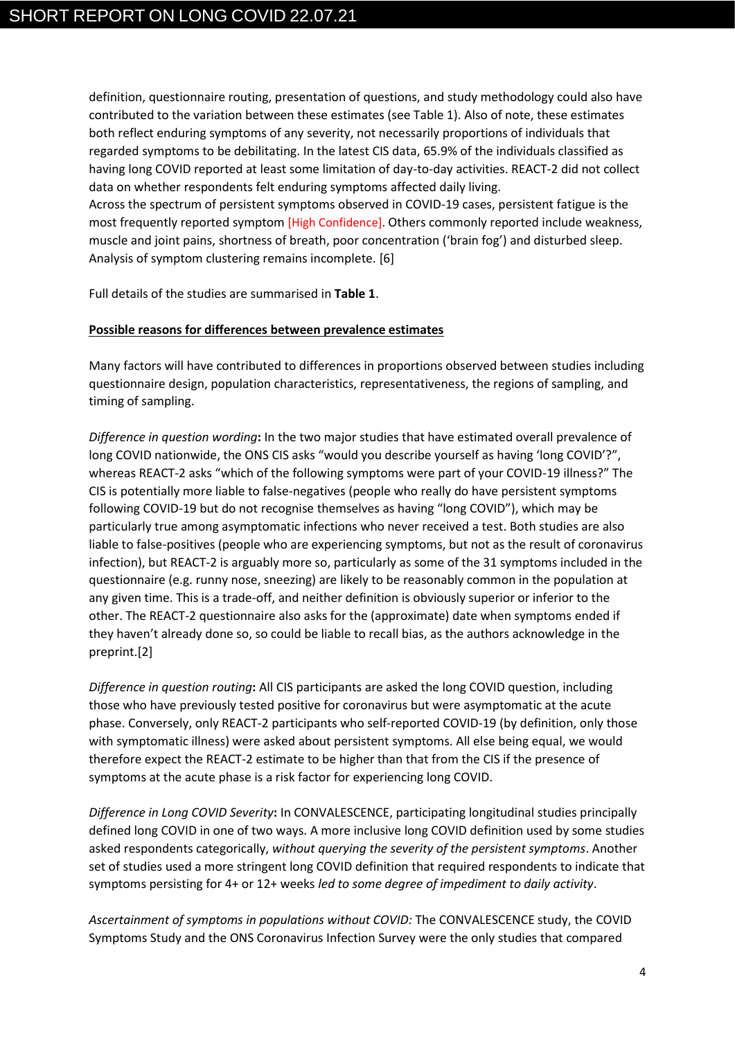definition, questionnaire routing, presentation of questions, and study methodology could also have contributed to the variation between these estimates (see Table 1). Also of note, these estimates both reflect enduring symptoms of any severity, not necessarily proportions of individuals that regarded symptoms to be debilitating. In the latest CIS data, 65.9% of the individuals classified as having long COVID reported at least some limitation of day-to-day activities. REACT-2 did not collect data on whether respondents felt enduring symptoms affected daily living.
Across the spectrum of persistent symptoms observed in COVID-19 cases, persistent fatigue is the most frequently reported symptom [High Confidence]. Others commonly reported include weakness, muscle and joint pains, shortness of breath, poor concentration ('brain fog') and disturbed sleep. Analysis of symptom clustering remains incomplete. [6]

Full details of the studies are summarised in **Table 1**.

**Possible reasons for differences between prevalence estimates**

Many factors will have contributed to differences in proportions observed between studies including questionnaire design, population characteristics, representativeness, the regions of sampling, and timing of sampling.

*Difference in question wording***:** In the two major studies that have estimated overall prevalence of long COVID nationwide, the ONS CIS asks "would you describe yourself as having 'long COVID'?", whereas REACT-2 asks "which of the following symptoms were part of your COVID-19 illness?" The CIS is potentially more liable to false-negatives (people who really do have persistent symptoms following COVID-19 but do not recognise themselves as having "long COVID"), which may be particularly true among asymptomatic infections who never received a test. Both studies are also liable to false-positives (people who are experiencing symptoms, but not as the result of coronavirus infection), but REACT-2 is arguably more so, particularly as some of the 31 symptoms included in the questionnaire (e.g. runny nose, sneezing) are likely to be reasonably common in the population at any given time. This is a trade-off, and neither definition is obviously superior or inferior to the other. The REACT-2 questionnaire also asks for the (approximate) date when symptoms ended if they haven't already done so, so could be liable to recall bias, as the authors acknowledge in the preprint.[2]

*Difference in question routing***:** All CIS participants are asked the long COVID question, including those who have previously tested positive for coronavirus but were asymptomatic at the acute phase. Conversely, only REACT-2 participants who self-reported COVID-19 (by definition, only those with symptomatic illness) were asked about persistent symptoms. All else being equal, we would therefore expect the REACT-2 estimate to be higher than that from the CIS if the presence of symptoms at the acute phase is a risk factor for experiencing long COVID.

*Difference in Long COVID Severity***:** In CONVALESCENCE, participating longitudinal studies principally defined long COVID in one of two ways. A more inclusive long COVID definition used by some studies asked respondents categorically, *without querying the severity of the persistent symptoms*. Another set of studies used a more stringent long COVID definition that required respondents to indicate that symptoms persisting for 4+ or 12+ weeks *led to some degree of impediment to daily activity*.

*Ascertainment of symptoms in populations without COVID:* The CONVALESCENCE study, the COVID Symptoms Study and the ONS Coronavirus Infection Survey were the only studies that compared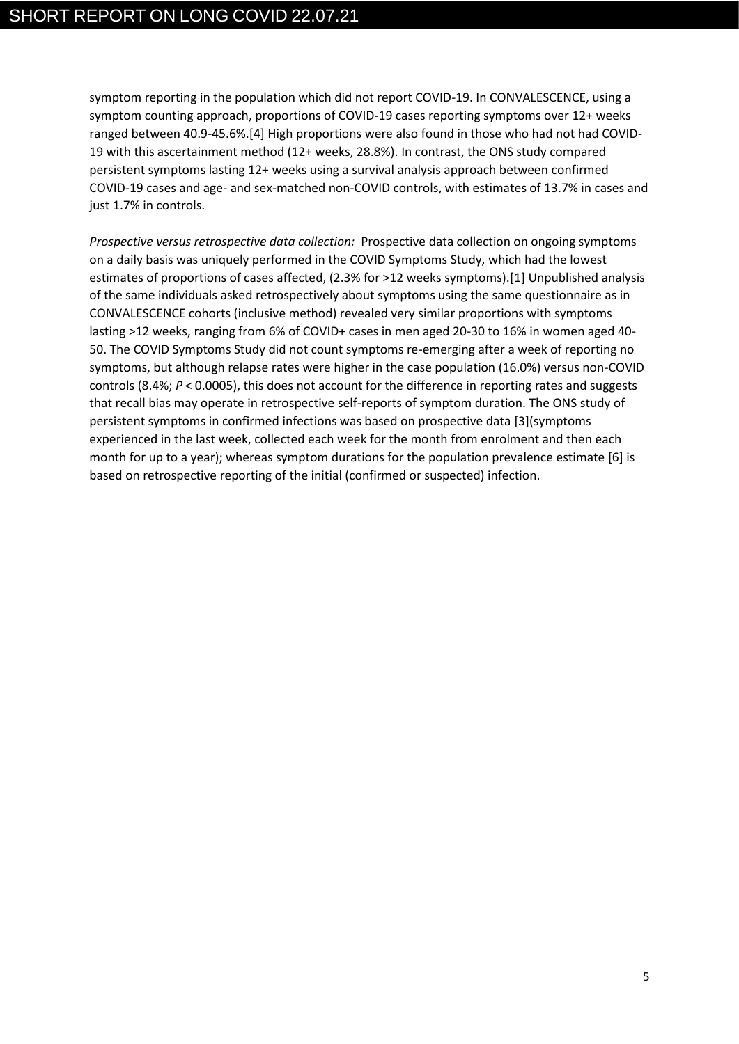symptom reporting in the population which did not report COVID-19. In CONVALESCENCE, using a symptom counting approach, proportions of COVID-19 cases reporting symptoms over 12+ weeks ranged between 40.9-45.6%.[4] High proportions were also found in those who had not had COVID-19 with this ascertainment method (12+ weeks, 28.8%). In contrast, the ONS study compared persistent symptoms lasting 12+ weeks using a survival analysis approach between confirmed COVID-19 cases and age- and sex-matched non-COVID controls, with estimates of 13.7% in cases and just 1.7% in controls.

*Prospective versus retrospective data collection:* Prospective data collection on ongoing symptoms on a daily basis was uniquely performed in the COVID Symptoms Study, which had the lowest estimates of proportions of cases affected, (2.3% for >12 weeks symptoms).[1] Unpublished analysis of the same individuals asked retrospectively about symptoms using the same questionnaire as in CONVALESCENCE cohorts (inclusive method) revealed very similar proportions with symptoms lasting >12 weeks, ranging from 6% of COVID+ cases in men aged 20-30 to 16% in women aged 40-50. The COVID Symptoms Study did not count symptoms re-emerging after a week of reporting no symptoms, but although relapse rates were higher in the case population (16.0%) versus non-COVID controls (8.4%; $P < 0.0005$), this does not account for the difference in reporting rates and suggests that recall bias may operate in retrospective self-reports of symptom duration. The ONS study of persistent symptoms in confirmed infections was based on prospective data [3](symptoms experienced in the last week, collected each week for the month from enrolment and then each month for up to a year); whereas symptom durations for the population prevalence estimate [6] is based on retrospective reporting of the initial (confirmed or suspected) infection.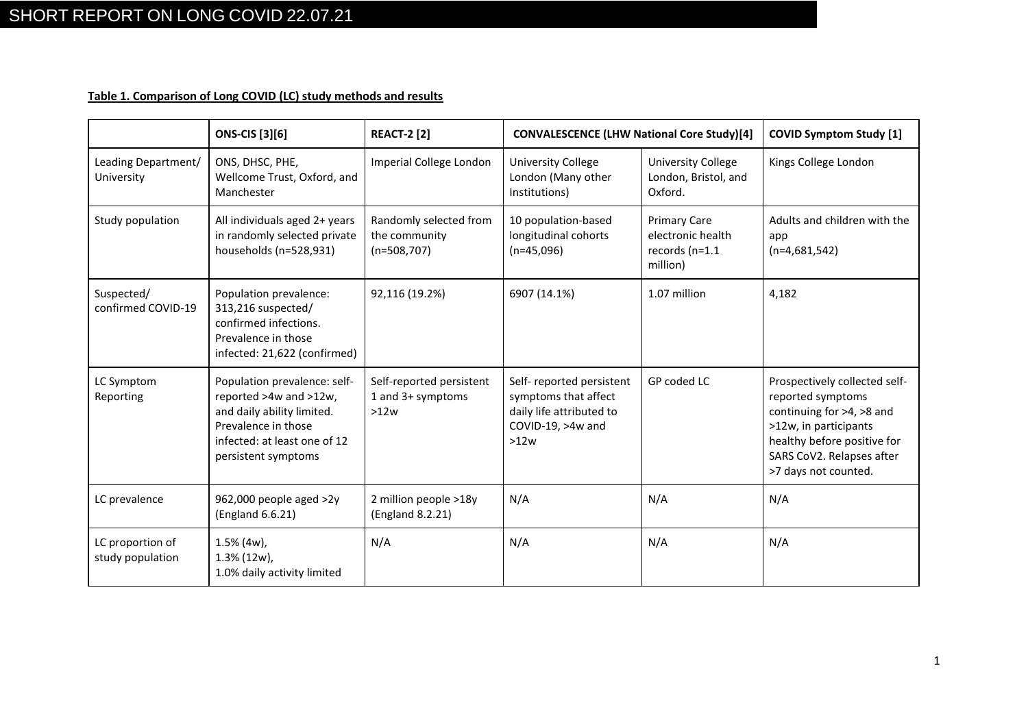**Table 1. Comparison of Long COVID (LC) study methods and results**

| | ONS-CIS [3][6] | REACT-2 [2] | CONVALESCENCE (LHW National Core Study)[4] | | COVID Symptom Study [1] |
|---|---|---|---|---|---|
| Leading Department/ University | ONS, DHSC, PHE, Wellcome Trust, Oxford, and Manchester | Imperial College London | University College London (Many other Institutions) | University College London, Bristol, and Oxford. | Kings College London |
| Study population | All individuals aged 2+ years in randomly selected private households (n=528,931) | Randomly selected from the community (n=508,707) | 10 population-based longitudinal cohorts (n=45,096) | Primary Care electronic health records (n=1.1 million) | Adults and children with the app (n=4,681,542) |
| Suspected/ confirmed COVID-19 | Population prevalence: 313,216 suspected/ confirmed infections. Prevalence in those infected: 21,622 (confirmed) | 92,116 (19.2%) | 6907 (14.1%) | 1.07 million | 4,182 |
| LC Symptom Reporting | Population prevalence: self-reported >4w and >12w, and daily ability limited. Prevalence in those infected: at least one of 12 persistent symptoms | Self-reported persistent 1 and 3+ symptoms >12w | Self- reported persistent symptoms that affect daily life attributed to COVID-19, >4w and >12w | GP coded LC | Prospectively collected self-reported symptoms continuing for >4, >8 and >12w, in participants healthy before positive for SARS CoV2. Relapses after >7 days not counted. |
| LC prevalence | 962,000 people aged >2y (England 6.6.21) | 2 million people >18y (England 8.2.21) | N/A | N/A | N/A |
| LC proportion of study population | 1.5% (4w), 1.3% (12w), 1.0% daily activity limited | N/A | N/A | N/A | N/A |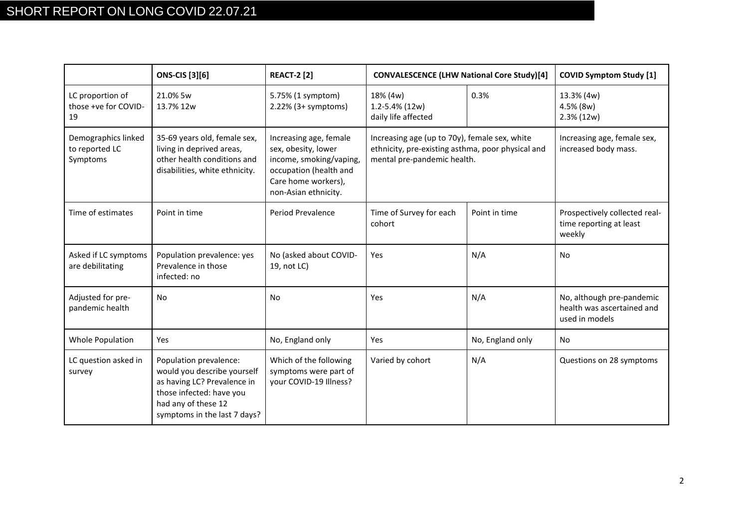| | ONS-CIS [3][6] | REACT-2 [2] | CONVALESCENCE (LHW National Core Study)[4] | | COVID Symptom Study [1] |
|---|---|---|---|---|---|
| LC proportion of those +ve for COVID-19 | 21.0% 5w<br>13.7% 12w | 5.75% (1 symptom)<br>2.22% (3+ symptoms) | 18% (4w)<br>1.2-5.4% (12w)<br>daily life affected | 0.3% | 13.3% (4w)<br>4.5% (8w)<br>2.3% (12w) |
| Demographics linked to reported LC Symptoms | 35-69 years old, female sex, living in deprived areas, other health conditions and disabilities, white ethnicity. | Increasing age, female sex, obesity, lower income, smoking/vaping, occupation (health and Care home workers), non-Asian ethnicity. | Increasing age (up to 70y), female sex, white ethnicity, pre-existing asthma, poor physical and mental pre-pandemic health. | | Increasing age, female sex, increased body mass. |
| Time of estimates | Point in time | Period Prevalence | Time of Survey for each cohort | Point in time | Prospectively collected real-time reporting at least weekly |
| Asked if LC symptoms are debilitating | Population prevalence: yes<br>Prevalence in those infected: no | No (asked about COVID-19, not LC) | Yes | N/A | No |
| Adjusted for pre-pandemic health | No | No | Yes | N/A | No, although pre-pandemic health was ascertained and used in models |
| Whole Population | Yes | No, England only | Yes | No, England only | No |
| LC question asked in survey | Population prevalence: would you describe yourself as having LC? Prevalence in those infected: have you had any of these 12 symptoms in the last 7 days? | Which of the following symptoms were part of your COVID-19 Illness? | Varied by cohort | N/A | Questions on 28 symptoms |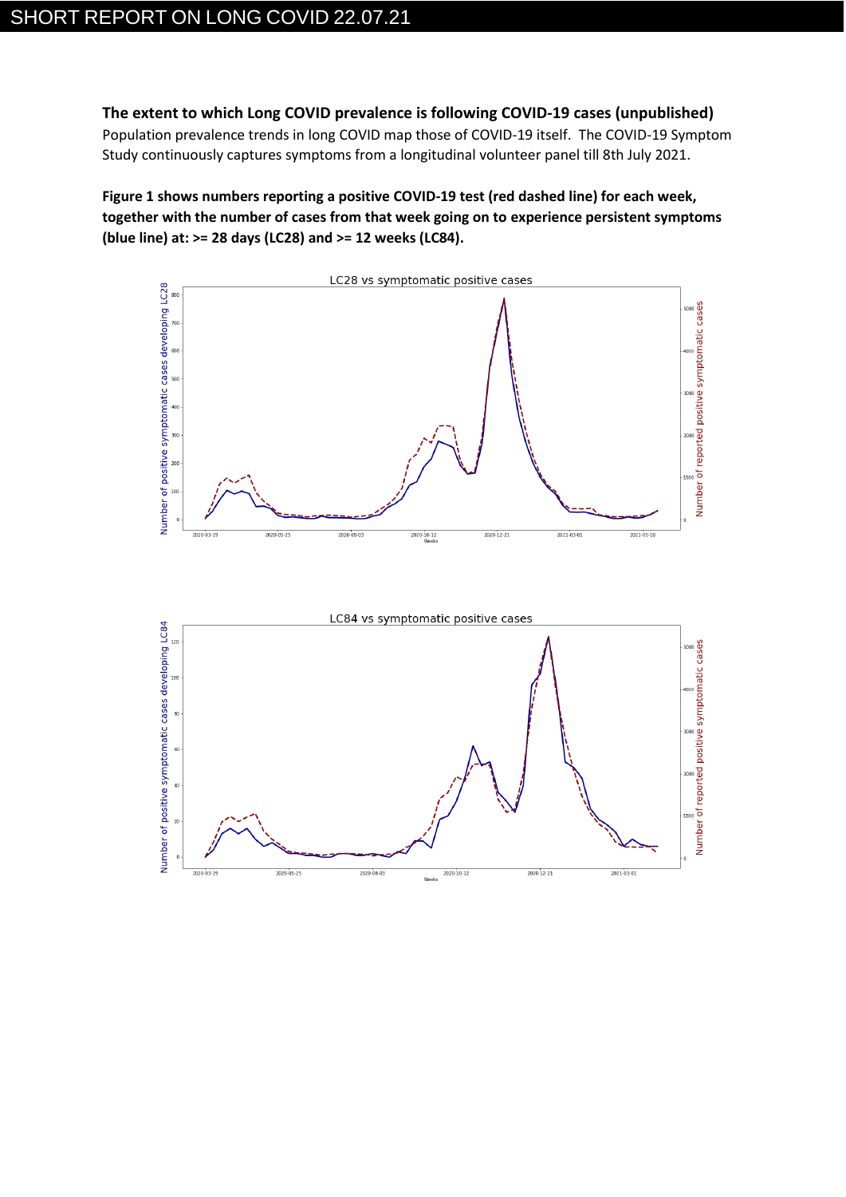**The extent to which Long COVID prevalence is following COVID-19 cases (unpublished)**

Population prevalence trends in long COVID map those of COVID-19 itself. The COVID-19 Symptom Study continuously captures symptoms from a longitudinal volunteer panel till 8th July 2021.

**Figure 1 shows numbers reporting a positive COVID-19 test (red dashed line) for each week, together with the number of cases from that week going on to experience persistent symptoms (blue line) at: >= 28 days (LC28) and >= 12 weeks (LC84).**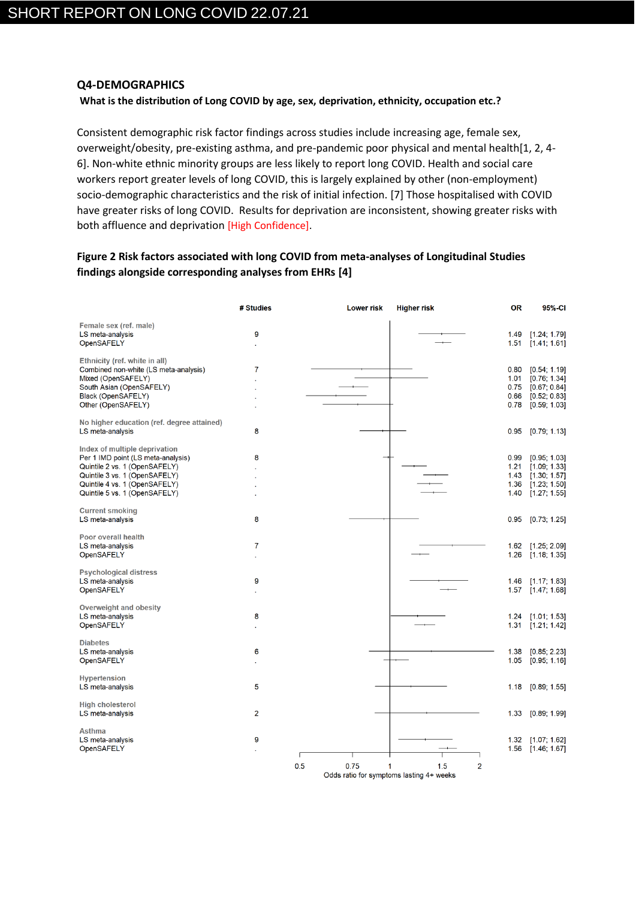## Q4-DEMOGRAPHICS

**What is the distribution of Long COVID by age, sex, deprivation, ethnicity, occupation etc.?**

Consistent demographic risk factor findings across studies include increasing age, female sex, overweight/obesity, pre-existing asthma, and pre-pandemic poor physical and mental health[1, 2, 4-6]. Non-white ethnic minority groups are less likely to report long COVID. Health and social care workers report greater levels of long COVID, this is largely explained by other (non-employment) socio-demographic characteristics and the risk of initial infection. [7] Those hospitalised with COVID have greater risks of long COVID. Results for deprivation are inconsistent, showing greater risks with both affluence and deprivation [High Confidence].

**Figure 2 Risk factors associated with long COVID from meta-analyses of Longitudinal Studies findings alongside corresponding analyses from EHRs [4]**

| | # Studies | OR | 95%-CI |
|---|---|---|---|
| **Female sex (ref. male)** | | | |
| LS meta-analysis | 9 | 1.49 | [1.24; 1.79] |
| OpenSAFELY | . | 1.51 | [1.41; 1.61] |
| **Ethnicity (ref. white in all)** | | | |
| Combined non-white (LS meta-analysis) | 7 | 0.80 | [0.54; 1.19] |
| Mixed (OpenSAFELY) | . | 1.01 | [0.76; 1.34] |
| South Asian (OpenSAFELY) | . | 0.75 | [0.67; 0.84] |
| Black (OpenSAFELY) | . | 0.66 | [0.52; 0.83] |
| Other (OpenSAFELY) | . | 0.78 | [0.59; 1.03] |
| **No higher education (ref. degree attained)** | | | |
| LS meta-analysis | 8 | 0.95 | [0.79; 1.13] |
| **Index of multiple deprivation** | | | |
| Per 1 IMD point (LS meta-analysis) | 8 | 0.99 | [0.95; 1.03] |
| Quintile 2 vs. 1 (OpenSAFELY) | . | 1.21 | [1.09; 1.33] |
| Quintile 3 vs. 1 (OpenSAFELY) | . | 1.43 | [1.30; 1.57] |
| Quintile 4 vs. 1 (OpenSAFELY) | . | 1.36 | [1.23; 1.50] |
| Quintile 5 vs. 1 (OpenSAFELY) | . | 1.40 | [1.27; 1.55] |
| **Current smoking** | | | |
| LS meta-analysis | 8 | 0.95 | [0.73; 1.25] |
| **Poor overall health** | | | |
| LS meta-analysis | 7 | 1.62 | [1.25; 2.09] |
| OpenSAFELY | . | 1.26 | [1.18; 1.35] |
| **Psychological distress** | | | |
| LS meta-analysis | 9 | 1.46 | [1.17; 1.83] |
| OpenSAFELY | . | 1.57 | [1.47; 1.68] |
| **Overweight and obesity** | | | |
| LS meta-analysis | 8 | 1.24 | [1.01; 1.53] |
| OpenSAFELY | . | 1.31 | [1.21; 1.42] |
| **Diabetes** | | | |
| LS meta-analysis | 6 | 1.38 | [0.85; 2.23] |
| OpenSAFELY | . | 1.05 | [0.95; 1.16] |
| **Hypertension** | | | |
| LS meta-analysis | 5 | 1.18 | [0.89; 1.55] |
| **High cholesterol** | | | |
| LS meta-analysis | 2 | 1.33 | [0.89; 1.99] |
| **Asthma** | | | |
| LS meta-analysis | 9 | 1.32 | [1.07; 1.62] |
| OpenSAFELY | . | 1.56 | [1.46; 1.67] |

Lower risk ← → Higher risk

Odds ratio for symptoms lasting 4+ weeks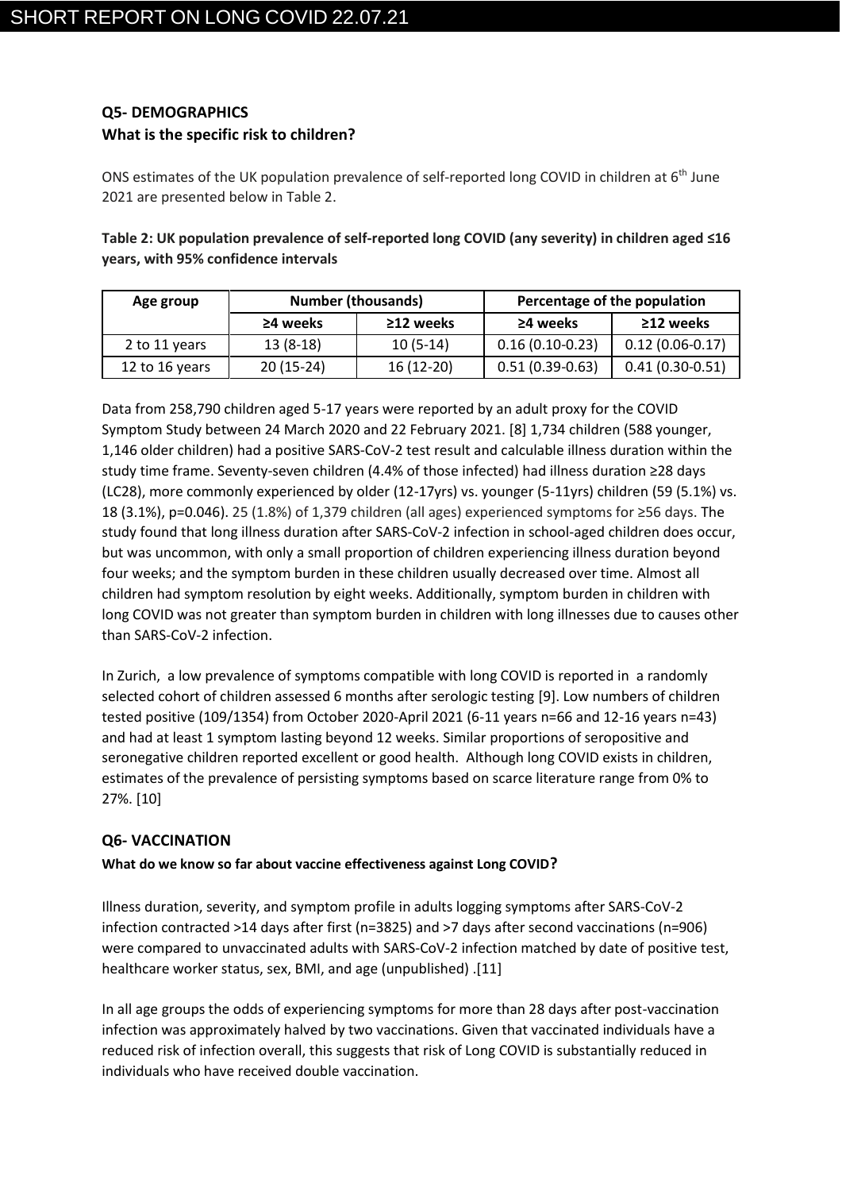### Q5- DEMOGRAPHICS

**What is the specific risk to children?**

ONS estimates of the UK population prevalence of self-reported long COVID in children at 6th June 2021 are presented below in Table 2.

**Table 2: UK population prevalence of self-reported long COVID (any severity) in children aged ≤16 years, with 95% confidence intervals**

| Age group | Number (thousands) | | Percentage of the population | |
|---|---|---|---|---|
| | ≥4 weeks | ≥12 weeks | ≥4 weeks | ≥12 weeks |
| 2 to 11 years | 13 (8-18) | 10 (5-14) | 0.16 (0.10-0.23) | 0.12 (0.06-0.17) |
| 12 to 16 years | 20 (15-24) | 16 (12-20) | 0.51 (0.39-0.63) | 0.41 (0.30-0.51) |

Data from 258,790 children aged 5-17 years were reported by an adult proxy for the COVID Symptom Study between 24 March 2020 and 22 February 2021. [8] 1,734 children (588 younger, 1,146 older children) had a positive SARS-CoV-2 test result and calculable illness duration within the study time frame. Seventy-seven children (4.4% of those infected) had illness duration ≥28 days (LC28), more commonly experienced by older (12-17yrs) vs. younger (5-11yrs) children (59 (5.1%) vs. 18 (3.1%), $p=0.046$). 25 (1.8%) of 1,379 children (all ages) experienced symptoms for ≥56 days. The study found that long illness duration after SARS-CoV-2 infection in school-aged children does occur, but was uncommon, with only a small proportion of children experiencing illness duration beyond four weeks; and the symptom burden in these children usually decreased over time. Almost all children had symptom resolution by eight weeks. Additionally, symptom burden in children with long COVID was not greater than symptom burden in children with long illnesses due to causes other than SARS-CoV-2 infection.

In Zurich, a low prevalence of symptoms compatible with long COVID is reported in a randomly selected cohort of children assessed 6 months after serologic testing [9]. Low numbers of children tested positive (109/1354) from October 2020-April 2021 (6-11 years n=66 and 12-16 years n=43) and had at least 1 symptom lasting beyond 12 weeks. Similar proportions of seropositive and seronegative children reported excellent or good health. Although long COVID exists in children, estimates of the prevalence of persisting symptoms based on scarce literature range from 0% to 27%. [10]

### Q6- VACCINATION

**What do we know so far about vaccine effectiveness against Long COVID?**

Illness duration, severity, and symptom profile in adults logging symptoms after SARS-CoV-2 infection contracted >14 days after first (n=3825) and >7 days after second vaccinations (n=906) were compared to unvaccinated adults with SARS-CoV-2 infection matched by date of positive test, healthcare worker status, sex, BMI, and age (unpublished) .[11]

In all age groups the odds of experiencing symptoms for more than 28 days after post-vaccination infection was approximately halved by two vaccinations. Given that vaccinated individuals have a reduced risk of infection overall, this suggests that risk of Long COVID is substantially reduced in individuals who have received double vaccination.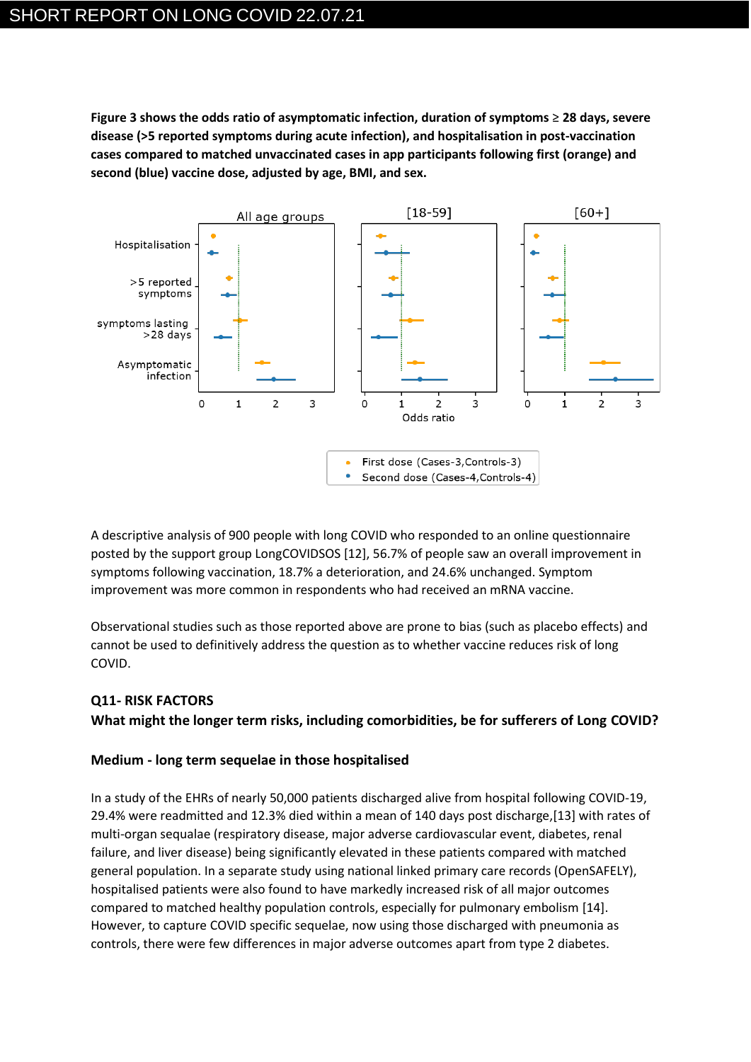**Figure 3 shows the odds ratio of asymptomatic infection, duration of symptoms ≥ 28 days, severe disease (>5 reported symptoms during acute infection), and hospitalisation in post-vaccination cases compared to matched unvaccinated cases in app participants following first (orange) and second (blue) vaccine dose, adjusted by age, BMI, and sex.**

A descriptive analysis of 900 people with long COVID who responded to an online questionnaire posted by the support group LongCOVIDSOS [12], 56.7% of people saw an overall improvement in symptoms following vaccination, 18.7% a deterioration, and 24.6% unchanged. Symptom improvement was more common in respondents who had received an mRNA vaccine.

Observational studies such as those reported above are prone to bias (such as placebo effects) and cannot be used to definitively address the question as to whether vaccine reduces risk of long COVID.

**Q11- RISK FACTORS**

**What might the longer term risks, including comorbidities, be for sufferers of Long COVID?**

### Medium - long term sequelae in those hospitalised

In a study of the EHRs of nearly 50,000 patients discharged alive from hospital following COVID-19, 29.4% were readmitted and 12.3% died within a mean of 140 days post discharge,[13] with rates of multi-organ sequalae (respiratory disease, major adverse cardiovascular event, diabetes, renal failure, and liver disease) being significantly elevated in these patients compared with matched general population. In a separate study using national linked primary care records (OpenSAFELY), hospitalised patients were also found to have markedly increased risk of all major outcomes compared to matched healthy population controls, especially for pulmonary embolism [14]. However, to capture COVID specific sequelae, now using those discharged with pneumonia as controls, there were few differences in major adverse outcomes apart from type 2 diabetes.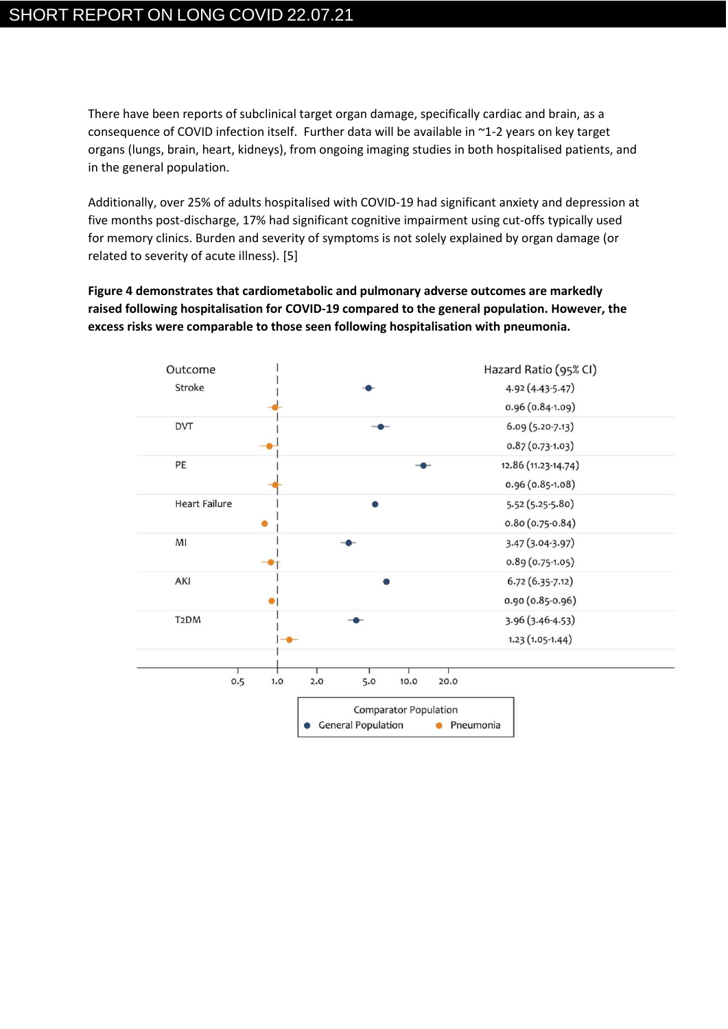There have been reports of subclinical target organ damage, specifically cardiac and brain, as a consequence of COVID infection itself. Further data will be available in ~1-2 years on key target organs (lungs, brain, heart, kidneys), from ongoing imaging studies in both hospitalised patients, and in the general population.

Additionally, over 25% of adults hospitalised with COVID-19 had significant anxiety and depression at five months post-discharge, 17% had significant cognitive impairment using cut-offs typically used for memory clinics. Burden and severity of symptoms is not solely explained by organ damage (or related to severity of acute illness). [5]

**Figure 4 demonstrates that cardiometabolic and pulmonary adverse outcomes are markedly raised following hospitalisation for COVID-19 compared to the general population. However, the excess risks were comparable to those seen following hospitalisation with pneumonia.**

| Outcome | Comparator Population | Hazard Ratio (95% CI) |
| --- | --- | --- |
| Stroke | General Population | 4.92 (4.43-5.47) |
| | Pneumonia | 0.96 (0.84-1.09) |
| DVT | General Population | 6.09 (5.20-7.13) |
| | Pneumonia | 0.87 (0.73-1.03) |
| PE | General Population | 12.86 (11.23-14.74) |
| | Pneumonia | 0.96 (0.85-1.08) |
| Heart Failure | General Population | 5.52 (5.25-5.80) |
| | Pneumonia | 0.80 (0.75-0.84) |
| MI | General Population | 3.47 (3.04-3.97) |
| | Pneumonia | 0.89 (0.75-1.05) |
| AKI | General Population | 6.72 (6.35-7.12) |
| | Pneumonia | 0.90 (0.85-0.96) |
| T2DM | General Population | 3.96 (3.46-4.53) |
| | Pneumonia | 1.23 (1.05-1.44) |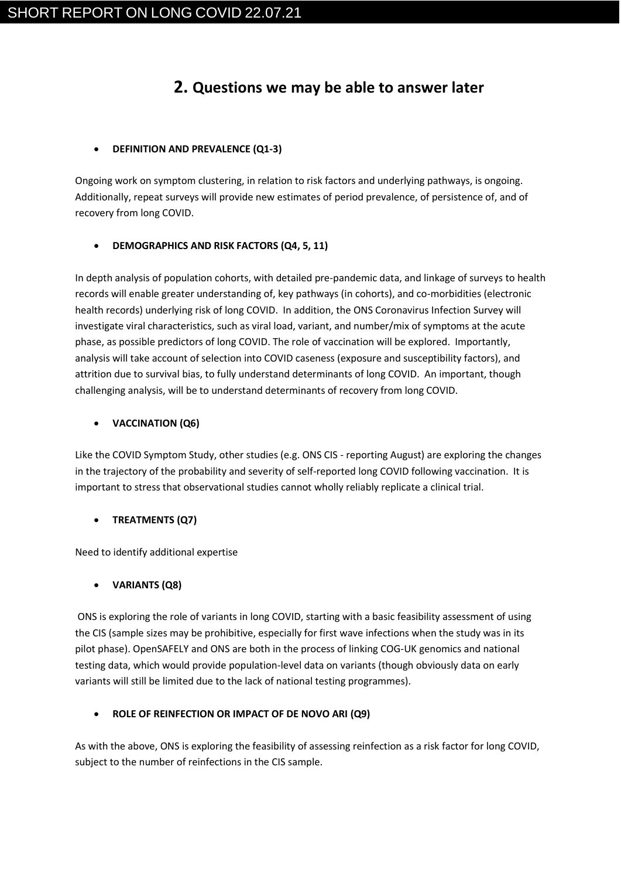## 2. Questions we may be able to answer later

- **DEFINITION AND PREVALENCE (Q1-3)**

Ongoing work on symptom clustering, in relation to risk factors and underlying pathways, is ongoing. Additionally, repeat surveys will provide new estimates of period prevalence, of persistence of, and of recovery from long COVID.

- **DEMOGRAPHICS AND RISK FACTORS (Q4, 5, 11)**

In depth analysis of population cohorts, with detailed pre-pandemic data, and linkage of surveys to health records will enable greater understanding of, key pathways (in cohorts), and co-morbidities (electronic health records) underlying risk of long COVID. In addition, the ONS Coronavirus Infection Survey will investigate viral characteristics, such as viral load, variant, and number/mix of symptoms at the acute phase, as possible predictors of long COVID. The role of vaccination will be explored. Importantly, analysis will take account of selection into COVID caseness (exposure and susceptibility factors), and attrition due to survival bias, to fully understand determinants of long COVID. An important, though challenging analysis, will be to understand determinants of recovery from long COVID.

- **VACCINATION (Q6)**

Like the COVID Symptom Study, other studies (e.g. ONS CIS - reporting August) are exploring the changes in the trajectory of the probability and severity of self-reported long COVID following vaccination. It is important to stress that observational studies cannot wholly reliably replicate a clinical trial.

- **TREATMENTS (Q7)**

Need to identify additional expertise

- **VARIANTS (Q8)**

ONS is exploring the role of variants in long COVID, starting with a basic feasibility assessment of using the CIS (sample sizes may be prohibitive, especially for first wave infections when the study was in its pilot phase). OpenSAFELY and ONS are both in the process of linking COG-UK genomics and national testing data, which would provide population-level data on variants (though obviously data on early variants will still be limited due to the lack of national testing programmes).

- **ROLE OF REINFECTION OR IMPACT OF DE NOVO ARI (Q9)**

As with the above, ONS is exploring the feasibility of assessing reinfection as a risk factor for long COVID, subject to the number of reinfections in the CIS sample.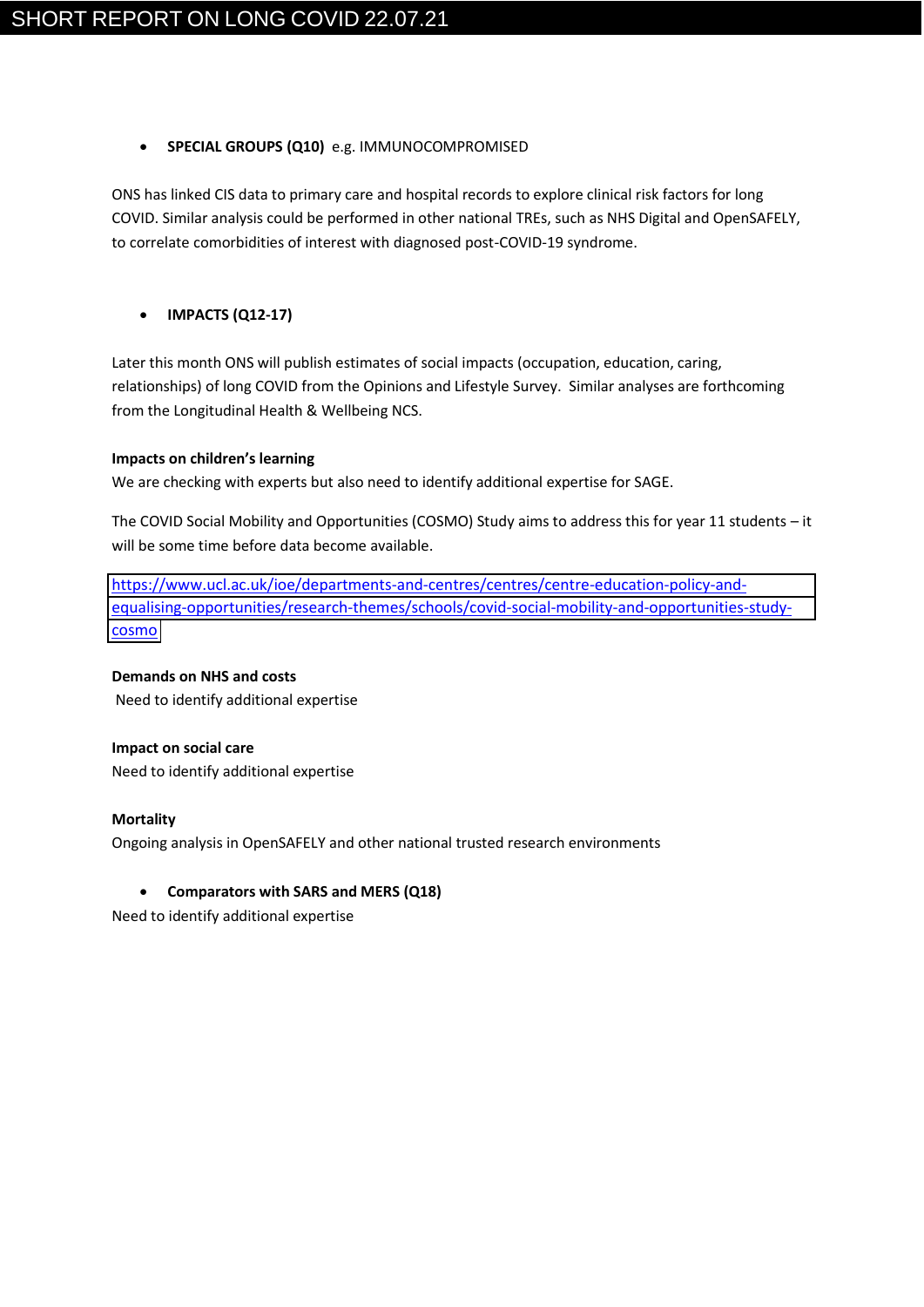- **SPECIAL GROUPS (Q10)** e.g. IMMUNOCOMPROMISED

ONS has linked CIS data to primary care and hospital records to explore clinical risk factors for long COVID. Similar analysis could be performed in other national TREs, such as NHS Digital and OpenSAFELY, to correlate comorbidities of interest with diagnosed post-COVID-19 syndrome.

- **IMPACTS (Q12-17)**

Later this month ONS will publish estimates of social impacts (occupation, education, caring, relationships) of long COVID from the Opinions and Lifestyle Survey. Similar analyses are forthcoming from the Longitudinal Health & Wellbeing NCS.

**Impacts on children's learning**

We are checking with experts but also need to identify additional expertise for SAGE.

The COVID Social Mobility and Opportunities (COSMO) Study aims to address this for year 11 students – it will be some time before data become available.

https://www.ucl.ac.uk/ioe/departments-and-centres/centres/centre-education-policy-and-equalising-opportunities/research-themes/schools/covid-social-mobility-and-opportunities-study-cosmo

**Demands on NHS and costs**

Need to identify additional expertise

**Impact on social care**

Need to identify additional expertise

**Mortality**

Ongoing analysis in OpenSAFELY and other national trusted research environments

- **Comparators with SARS and MERS (Q18)**

Need to identify additional expertise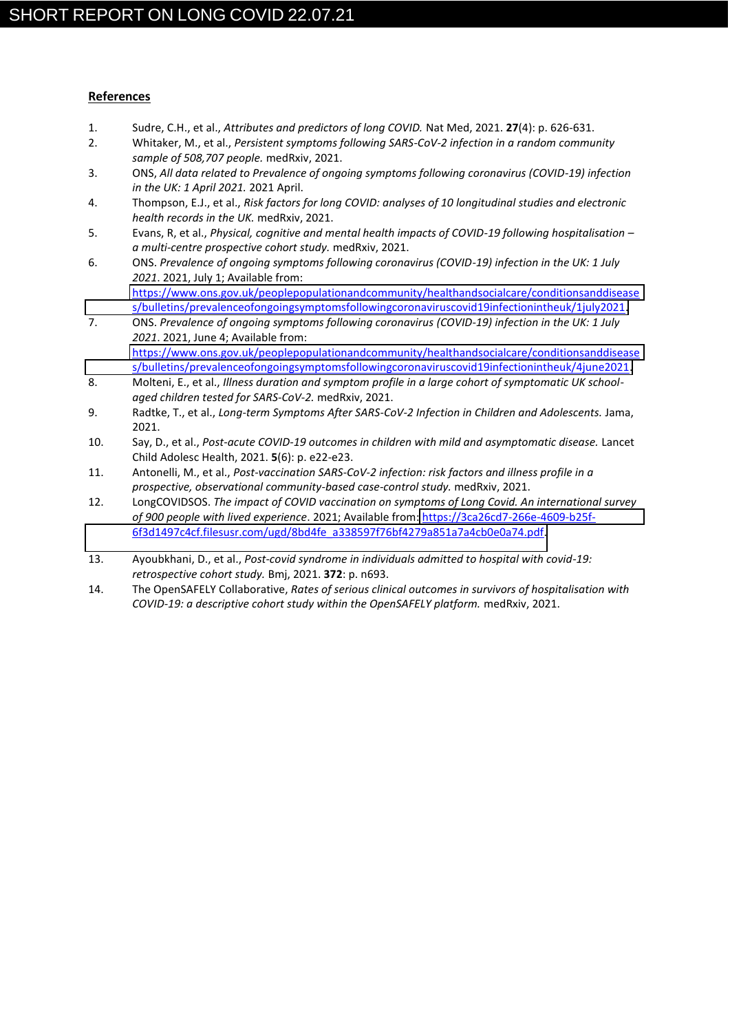## References

1. Sudre, C.H., et al., *Attributes and predictors of long COVID.* Nat Med, 2021. **27**(4): p. 626-631.
2. Whitaker, M., et al., *Persistent symptoms following SARS-CoV-2 infection in a random community sample of 508,707 people.* medRxiv, 2021.
3. ONS, *All data related to Prevalence of ongoing symptoms following coronavirus (COVID-19) infection in the UK: 1 April 2021.* 2021 April.
4. Thompson, E.J., et al., *Risk factors for long COVID: analyses of 10 longitudinal studies and electronic health records in the UK.* medRxiv, 2021.
5. Evans, R, et al., *Physical, cognitive and mental health impacts of COVID-19 following hospitalisation – a multi-centre prospective cohort study.* medRxiv, 2021.
6. ONS. *Prevalence of ongoing symptoms following coronavirus (COVID-19) infection in the UK: 1 July 2021*. 2021, July 1; Available from: https://www.ons.gov.uk/peoplepopulationandcommunity/healthandsocialcare/conditionsanddiseases/bulletins/prevalenceofongoingsymptomsfollowingcoronaviruscovid19infectionintheuk/1july2021.
7. ONS. *Prevalence of ongoing symptoms following coronavirus (COVID-19) infection in the UK: 1 July 2021*. 2021, June 4; Available from: https://www.ons.gov.uk/peoplepopulationandcommunity/healthandsocialcare/conditionsanddiseases/bulletins/prevalenceofongoingsymptomsfollowingcoronaviruscovid19infectionintheuk/4june2021.
8. Molteni, E., et al., *Illness duration and symptom profile in a large cohort of symptomatic UK school-aged children tested for SARS-CoV-2.* medRxiv, 2021.
9. Radtke, T., et al., *Long-term Symptoms After SARS-CoV-2 Infection in Children and Adolescents.* Jama, 2021.
10. Say, D., et al., *Post-acute COVID-19 outcomes in children with mild and asymptomatic disease.* Lancet Child Adolesc Health, 2021. **5**(6): p. e22-e23.
11. Antonelli, M., et al., *Post-vaccination SARS-CoV-2 infection: risk factors and illness profile in a prospective, observational community-based case-control study.* medRxiv, 2021.
12. LongCOVIDSOS. *The impact of COVID vaccination on symptoms of Long Covid. An international survey of 900 people with lived experience*. 2021; Available from: https://3ca26cd7-266e-4609-b25f-6f3d1497c4cf.filesusr.com/ugd/8bd4fe_a338597f76bf4279a851a7a4cb0e0a74.pdf.
13. Ayoubkhani, D., et al., *Post-covid syndrome in individuals admitted to hospital with covid-19: retrospective cohort study.* Bmj, 2021. **372**: p. n693.
14. The OpenSAFELY Collaborative, *Rates of serious clinical outcomes in survivors of hospitalisation with COVID-19: a descriptive cohort study within the OpenSAFELY platform.* medRxiv, 2021.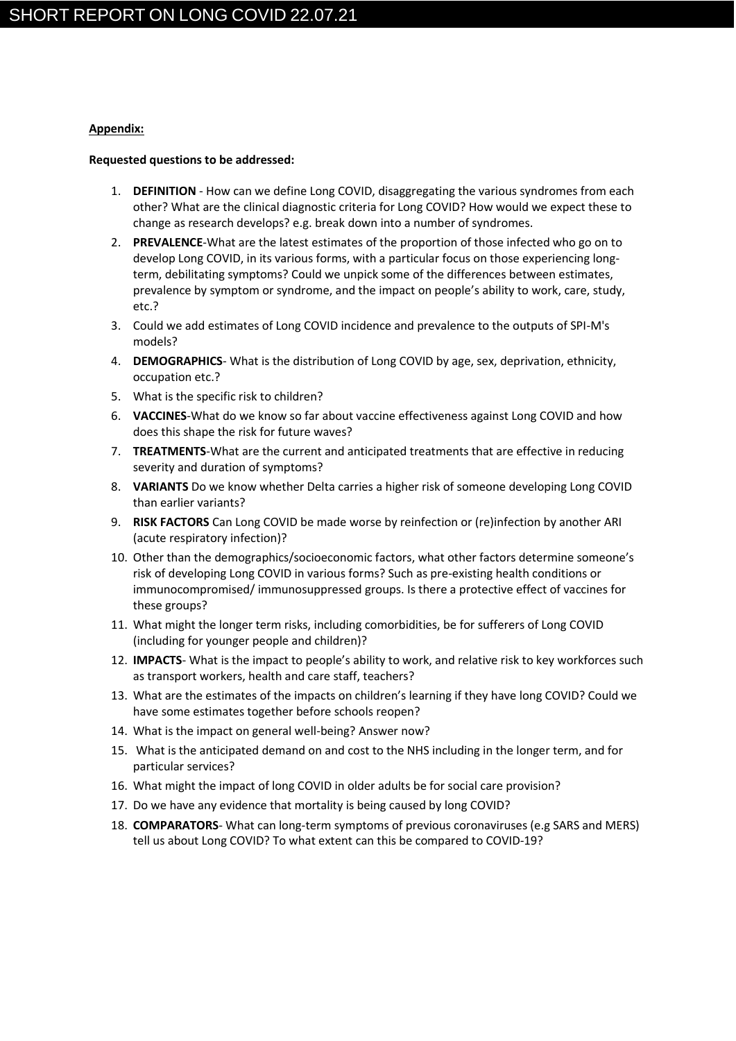**Appendix:**

**Requested questions to be addressed:**

1. **DEFINITION** - How can we define Long COVID, disaggregating the various syndromes from each other? What are the clinical diagnostic criteria for Long COVID? How would we expect these to change as research develops? e.g. break down into a number of syndromes.
2. **PREVALENCE**-What are the latest estimates of the proportion of those infected who go on to develop Long COVID, in its various forms, with a particular focus on those experiencing long-term, debilitating symptoms? Could we unpick some of the differences between estimates, prevalence by symptom or syndrome, and the impact on people's ability to work, care, study, etc.?
3. Could we add estimates of Long COVID incidence and prevalence to the outputs of SPI-M's models?
4. **DEMOGRAPHICS**- What is the distribution of Long COVID by age, sex, deprivation, ethnicity, occupation etc.?
5. What is the specific risk to children?
6. **VACCINES**-What do we know so far about vaccine effectiveness against Long COVID and how does this shape the risk for future waves?
7. **TREATMENTS**-What are the current and anticipated treatments that are effective in reducing severity and duration of symptoms?
8. **VARIANTS** Do we know whether Delta carries a higher risk of someone developing Long COVID than earlier variants?
9. **RISK FACTORS** Can Long COVID be made worse by reinfection or (re)infection by another ARI (acute respiratory infection)?
10. Other than the demographics/socioeconomic factors, what other factors determine someone's risk of developing Long COVID in various forms? Such as pre-existing health conditions or immunocompromised/ immunosuppressed groups. Is there a protective effect of vaccines for these groups?
11. What might the longer term risks, including comorbidities, be for sufferers of Long COVID (including for younger people and children)?
12. **IMPACTS**- What is the impact to people's ability to work, and relative risk to key workforces such as transport workers, health and care staff, teachers?
13. What are the estimates of the impacts on children's learning if they have long COVID? Could we have some estimates together before schools reopen?
14. What is the impact on general well-being? Answer now?
15. What is the anticipated demand on and cost to the NHS including in the longer term, and for particular services?
16. What might the impact of long COVID in older adults be for social care provision?
17. Do we have any evidence that mortality is being caused by long COVID?
18. **COMPARATORS**- What can long-term symptoms of previous coronaviruses (e.g SARS and MERS) tell us about Long COVID? To what extent can this be compared to COVID-19?